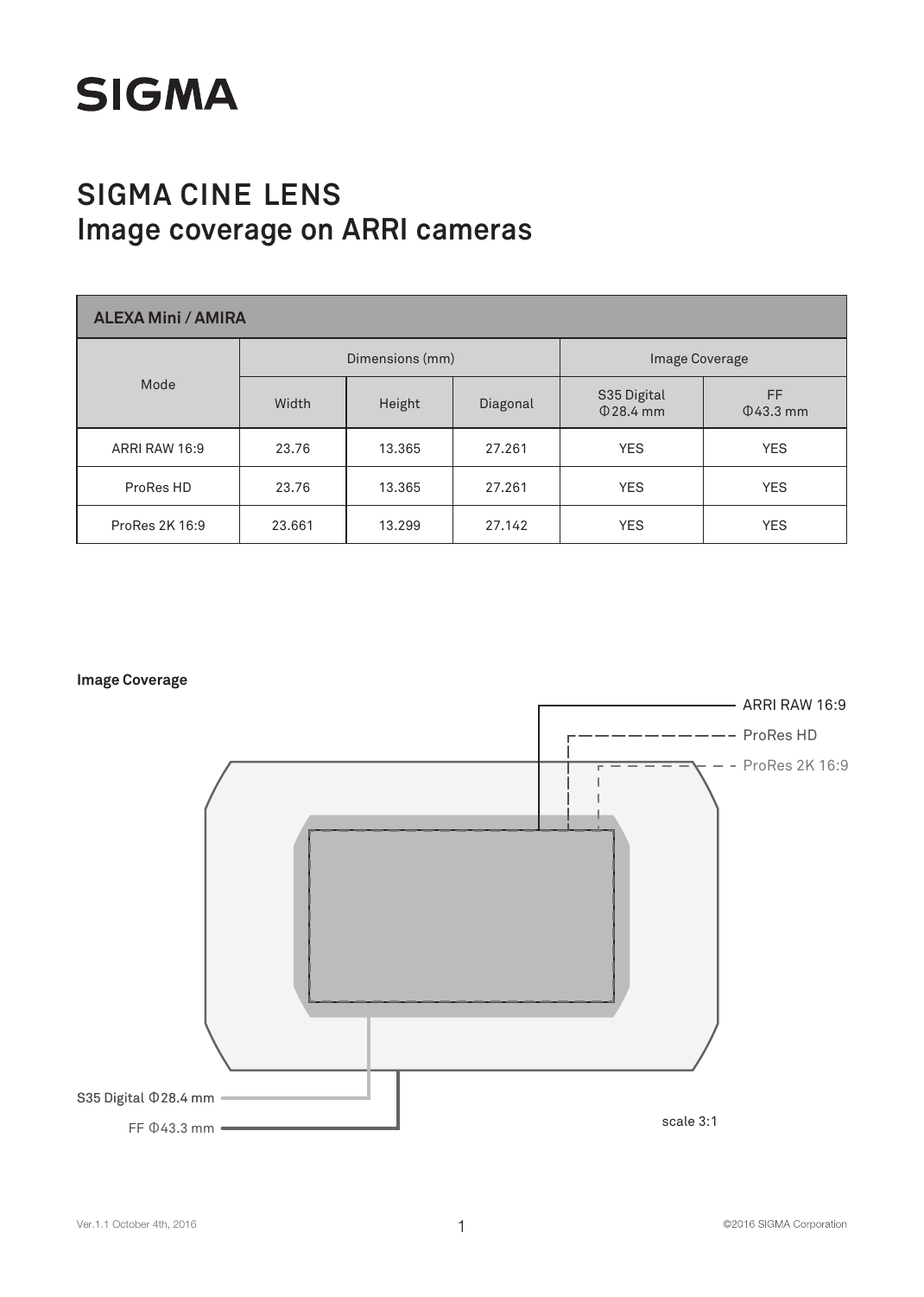# SIGMA

## SIGMA CINE LENS
## Image coverage on ARRI cameras

| ALEXA Mini / AMIRA | | | | | |
|---|---|---|---|---|---|
| Mode | Dimensions (mm) | | | Image Coverage | |
| | Width | Height | Diagonal | S35 Digital Φ28.4 mm | FF Φ43.3 mm |
| ARRI RAW 16:9 | 23.76 | 13.365 | 27.261 | YES | YES |
| ProRes HD | 23.76 | 13.365 | 27.261 | YES | YES |
| ProRes 2K 16:9 | 23.661 | 13.299 | 27.142 | YES | YES |

**Image Coverage**

ARRI RAW 16:9

ProRes HD

ProRes 2K 16:9

S35 Digital Φ28.4 mm

FF Φ43.3 mm

scale 3:1

Ver.1.1 October 4th, 2016

©2016 SIGMA Corporation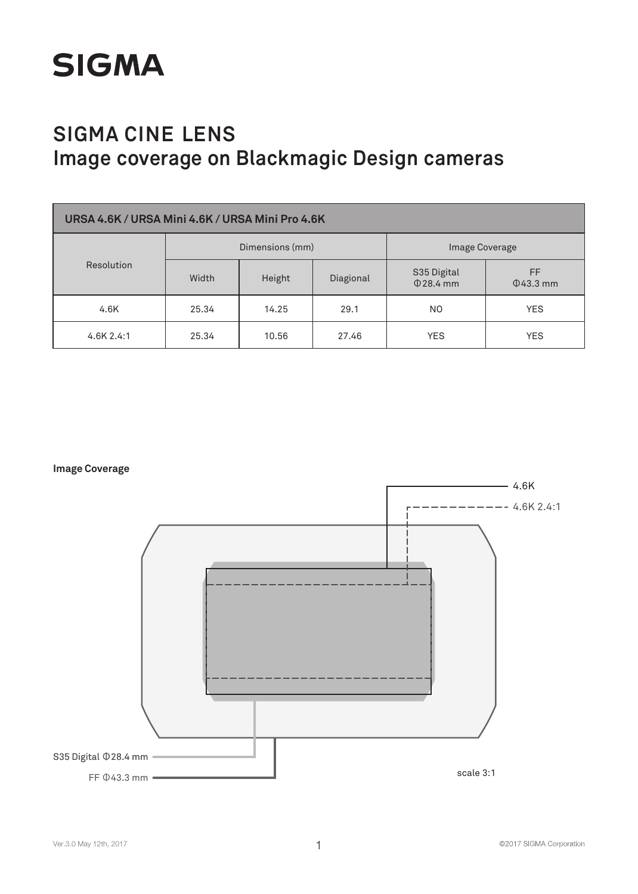SIGMA

# SIGMA CINE LENS
## Image coverage on Blackmagic Design cameras

| URSA 4.6K / URSA Mini 4.6K / URSA Mini Pro 4.6K | | | | | |
|---|---|---|---|---|---|
| Resolution | Dimensions (mm) | | | Image Coverage | |
| | Width | Height | Diagional | S35 Digital Φ28.4 mm | FF Φ43.3 mm |
| 4.6K | 25.34 | 14.25 | 29.1 | NO | YES |
| 4.6K 2.4:1 | 25.34 | 10.56 | 27.46 | YES | YES |

**Image Coverage**

4.6K

4.6K 2.4:1

S35 Digital Φ28.4 mm

FF Φ43.3 mm

scale 3:1

Ver.3.0 May 12th, 2017

©2017 SIGMA Corporation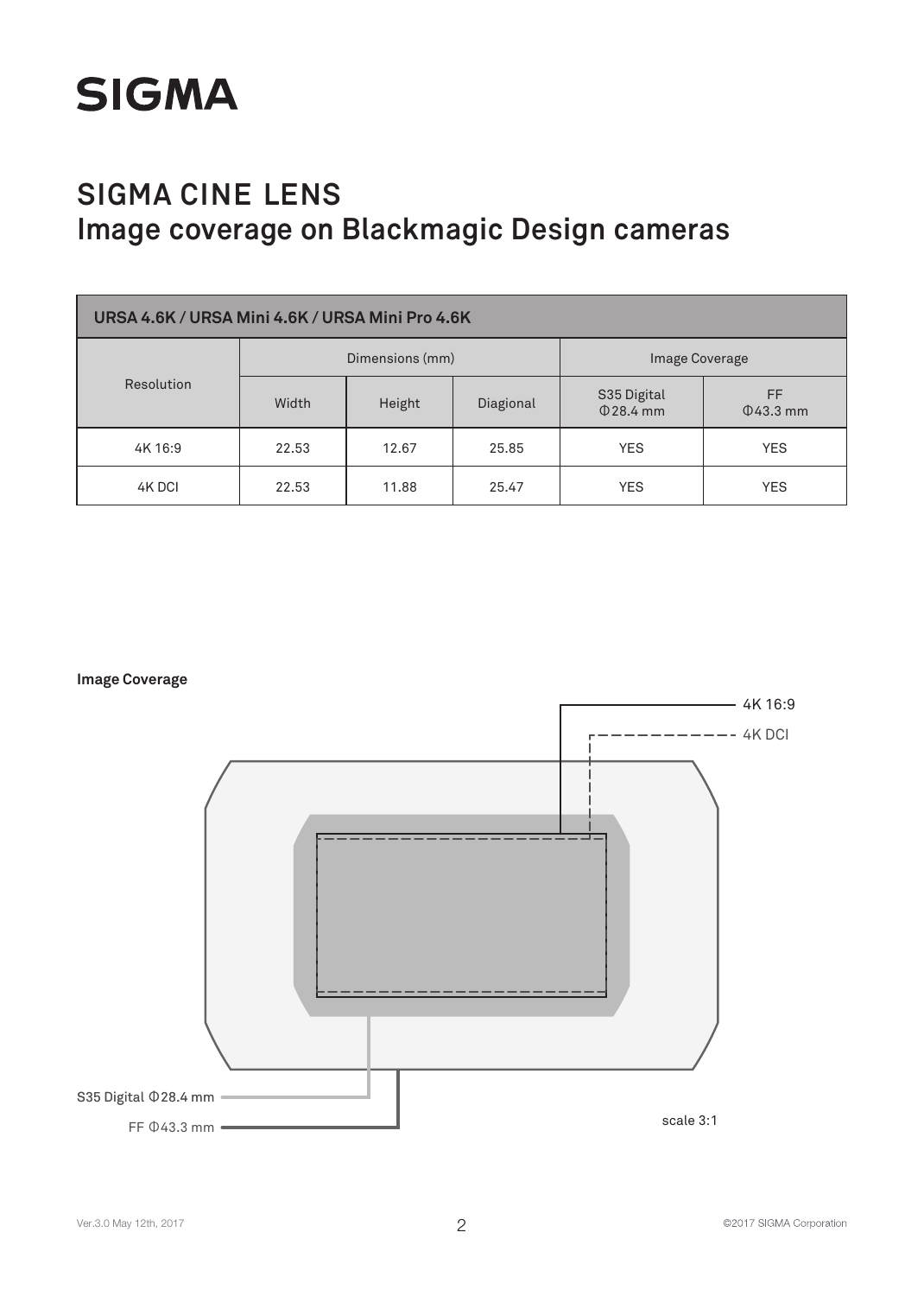# SIGMA

## SIGMA CINE LENS
## Image coverage on Blackmagic Design cameras

| URSA 4.6K / URSA Mini 4.6K / URSA Mini Pro 4.6K | | | | | |
|---|---|---|---|---|---|
| Resolution | Dimensions (mm) | | | Image Coverage | |
| | Width | Height | Diagonal | S35 Digital Φ28.4 mm | FF Φ43.3 mm |
| 4K 16:9 | 22.53 | 12.67 | 25.85 | YES | YES |
| 4K DCI | 22.53 | 11.88 | 25.47 | YES | YES |

**Image Coverage**

4K 16:9

4K DCI

S35 Digital Φ28.4 mm

FF Φ43.3 mm

scale 3:1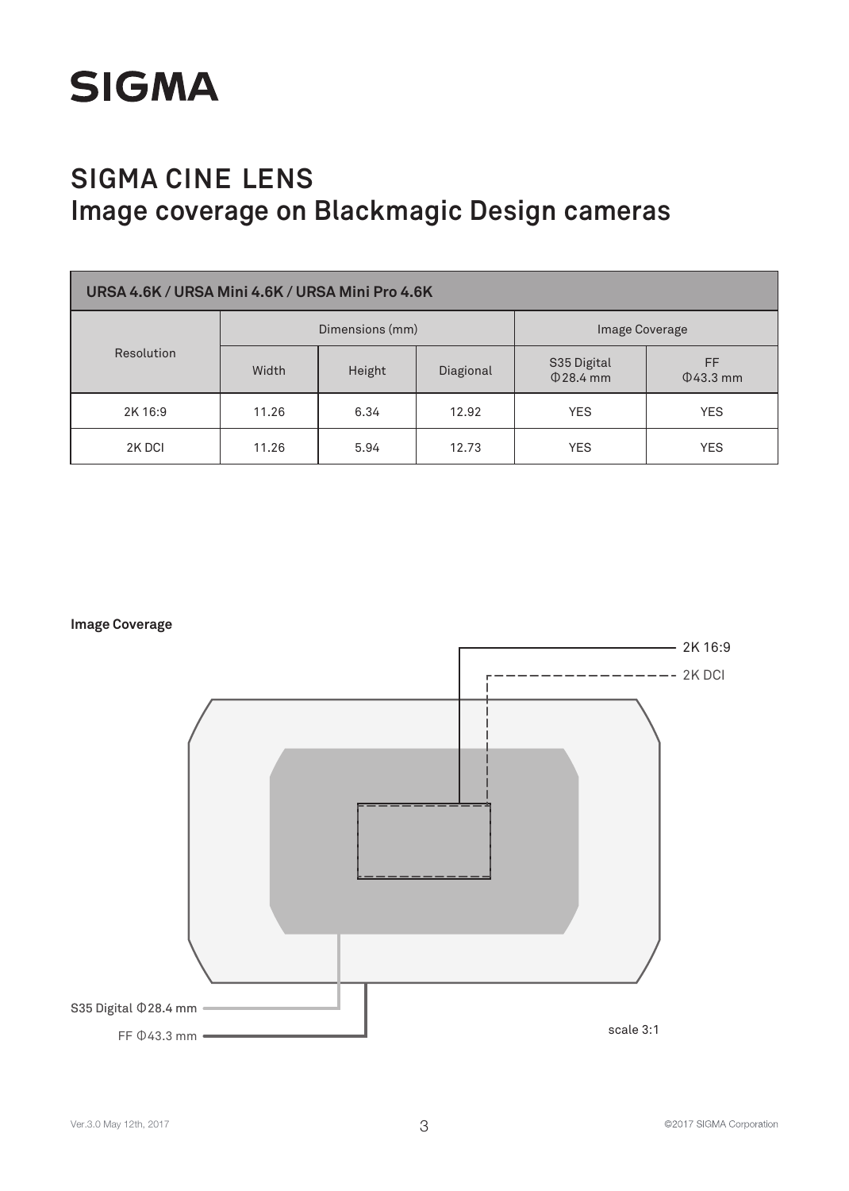# SIGMA

## SIGMA CINE LENS
## Image coverage on Blackmagic Design cameras

| URSA 4.6K / URSA Mini 4.6K / URSA Mini Pro 4.6K | | | | | |
|---|---|---|---|---|---|
| Resolution | Dimensions (mm) | | | Image Coverage | |
| | Width | Height | Diagional | S35 Digital Φ28.4 mm | FF Φ43.3 mm |
| 2K 16:9 | 11.26 | 6.34 | 12.92 | YES | YES |
| 2K DCI | 11.26 | 5.94 | 12.73 | YES | YES |

**Image Coverage**

2K 16:9

2K DCI

S35 Digital Φ28.4 mm

FF Φ43.3 mm

scale 3:1

Ver.3.0 May 12th, 2017

©2017 SIGMA Corporation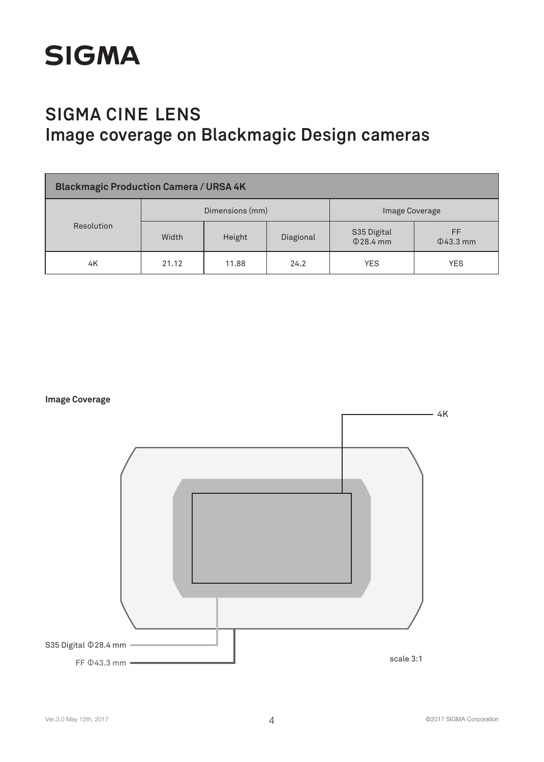# SIGMA

## SIGMA CINE LENS
## Image coverage on Blackmagic Design cameras

| Blackmagic Production Camera / URSA 4K | | | | | |
|---|---|---|---|---|---|
| Resolution | Dimensions (mm) | | | Image Coverage | |
| | Width | Height | Diagional | S35 Digital Φ28.4 mm | FF Φ43.3 mm |
| 4K | 21.12 | 11.88 | 24.2 | YES | YES |

**Image Coverage**

4K

S35 Digital Φ28.4 mm

FF Φ43.3 mm

scale 3:1

Ver.3.0 May 12th, 2017

©2017 SIGMA Corporation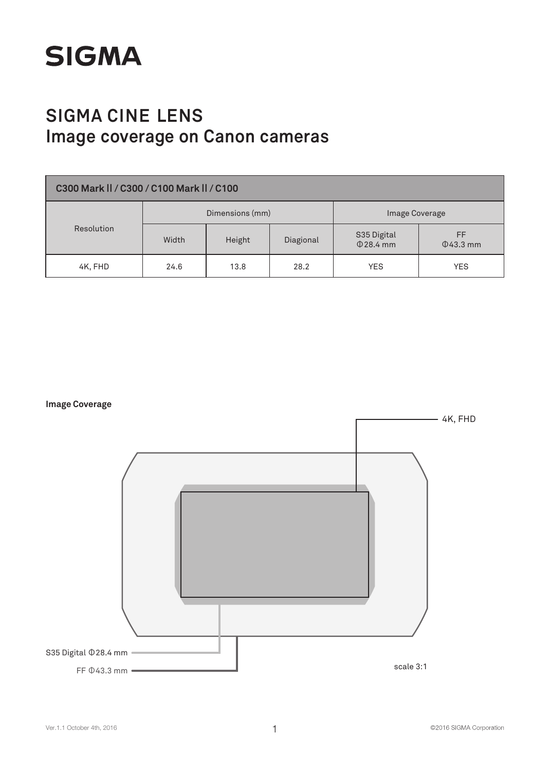# SIGMA

## SIGMA CINE LENS
## Image coverage on Canon cameras

| C300 Mark II / C300 / C100 Mark II / C100 | | | | | |
|---|---|---|---|---|---|
| Resolution | Dimensions (mm) | | | Image Coverage | |
| | Width | Height | Diagional | S35 Digital Φ28.4 mm | FF Φ43.3 mm |
| 4K, FHD | 24.6 | 13.8 | 28.2 | YES | YES |

**Image Coverage**

4K, FHD

S35 Digital Φ28.4 mm

FF Φ43.3 mm

scale 3:1

Ver.1.1 October 4th, 2016

©2016 SIGMA Corporation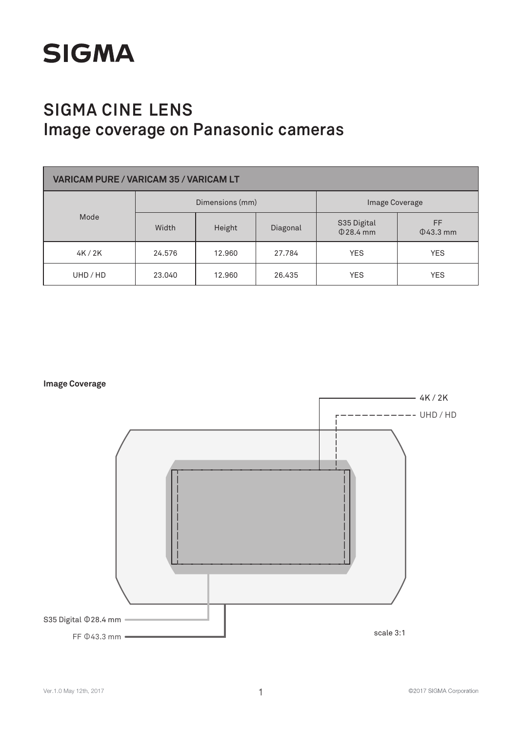# SIGMA

## SIGMA CINE LENS
## Image coverage on Panasonic cameras

| VARICAM PURE / VARICAM 35 / VARICAM LT | | | | | |
|---|---|---|---|---|---|
| Mode | Dimensions (mm) | | | Image Coverage | |
| | Width | Height | Diagonal | S35 Digital Φ28.4 mm | FF Φ43.3 mm |
| 4K / 2K | 24.576 | 12.960 | 27.784 | YES | YES |
| UHD / HD | 23.040 | 12.960 | 26.435 | YES | YES |

**Image Coverage**

4K / 2K

UHD / HD

S35 Digital Φ28.4 mm

FF Φ43.3 mm

scale 3:1

Ver.1.0 May 12th, 2017

©2017 SIGMA Corporation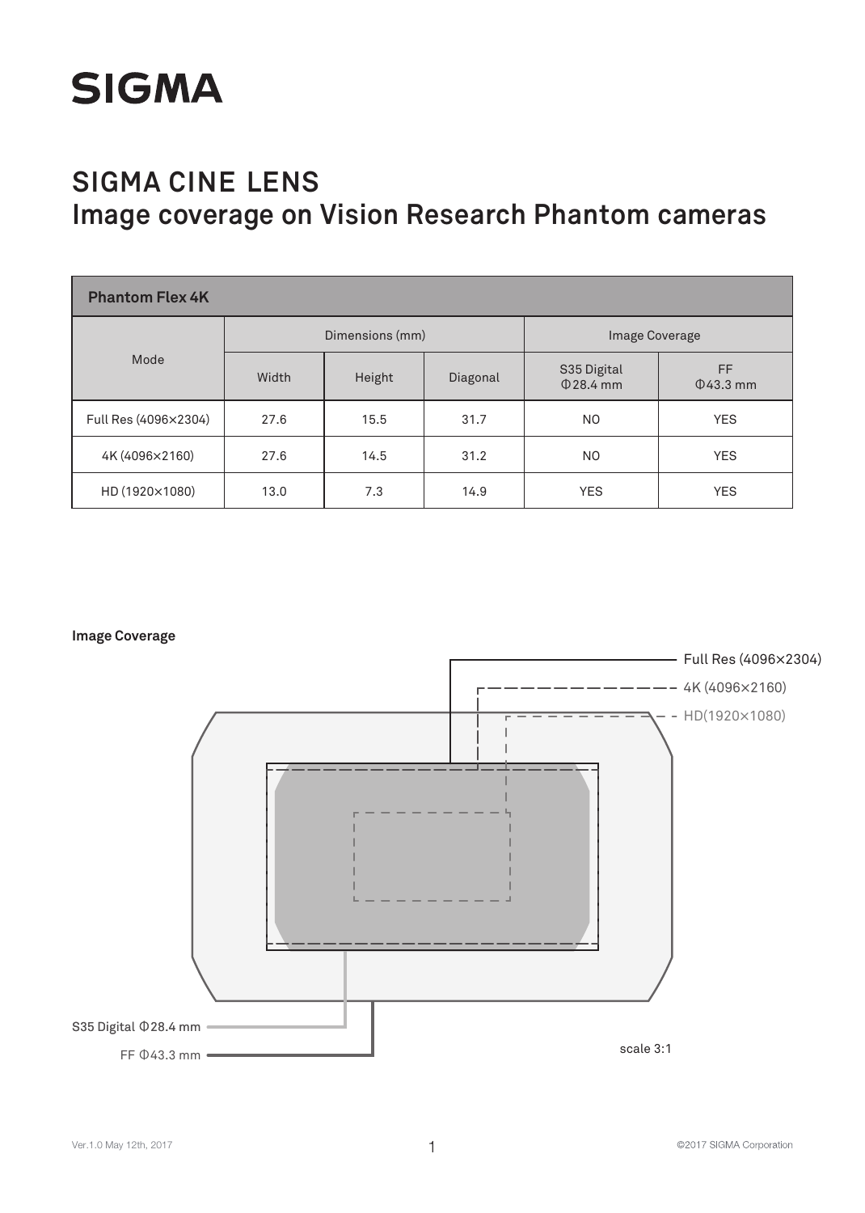SIGMA

# SIGMA CINE LENS
## Image coverage on Vision Research Phantom cameras

| Phantom Flex 4K | | | | | |
|---|---|---|---|---|---|
| Mode | Dimensions (mm) | | | Image Coverage | |
| | Width | Height | Diagonal | S35 Digital Φ28.4 mm | FF Φ43.3 mm |
| Full Res (4096×2304) | 27.6 | 15.5 | 31.7 | NO | YES |
| 4K (4096×2160) | 27.6 | 14.5 | 31.2 | NO | YES |
| HD (1920×1080) | 13.0 | 7.3 | 14.9 | YES | YES |

**Image Coverage**

Full Res (4096×2304)

4K (4096×2160)

HD(1920×1080)

S35 Digital Φ28.4 mm

FF Φ43.3 mm

scale 3:1

Ver.1.0 May 12th, 2017

©2017 SIGMA Corporation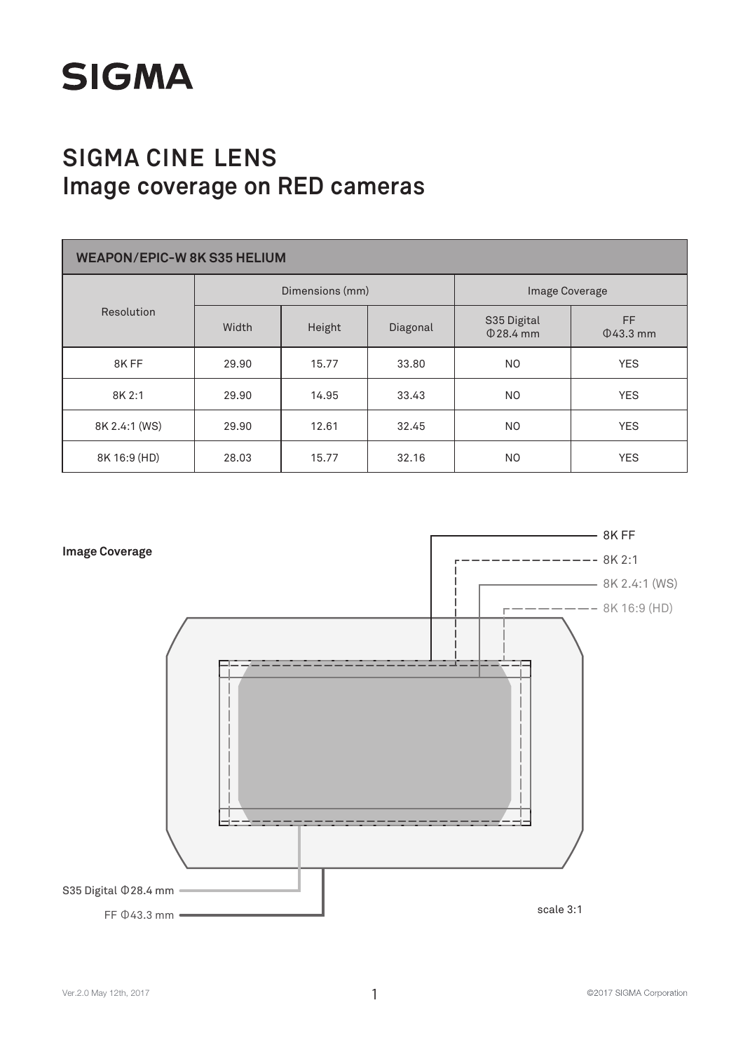# SIGMA

## SIGMA CINE LENS
## Image coverage on RED cameras

| WEAPON/EPIC-W 8K S35 HELIUM | | | | | |
|---|---|---|---|---|---|
| Resolution | Dimensions (mm) | | | Image Coverage | |
| | Width | Height | Diagonal | S35 Digital Φ28.4 mm | FF Φ43.3 mm |
| 8K FF | 29.90 | 15.77 | 33.80 | NO | YES |
| 8K 2:1 | 29.90 | 14.95 | 33.43 | NO | YES |
| 8K 2.4:1 (WS) | 29.90 | 12.61 | 32.45 | NO | YES |
| 8K 16:9 (HD) | 28.03 | 15.77 | 32.16 | NO | YES |

**Image Coverage**

8K FF

8K 2:1

8K 2.4:1 (WS)

8K 16:9 (HD)

S35 Digital Φ28.4 mm

FF Φ43.3 mm

scale 3:1

Ver.2.0 May 12th, 2017

©2017 SIGMA Corporation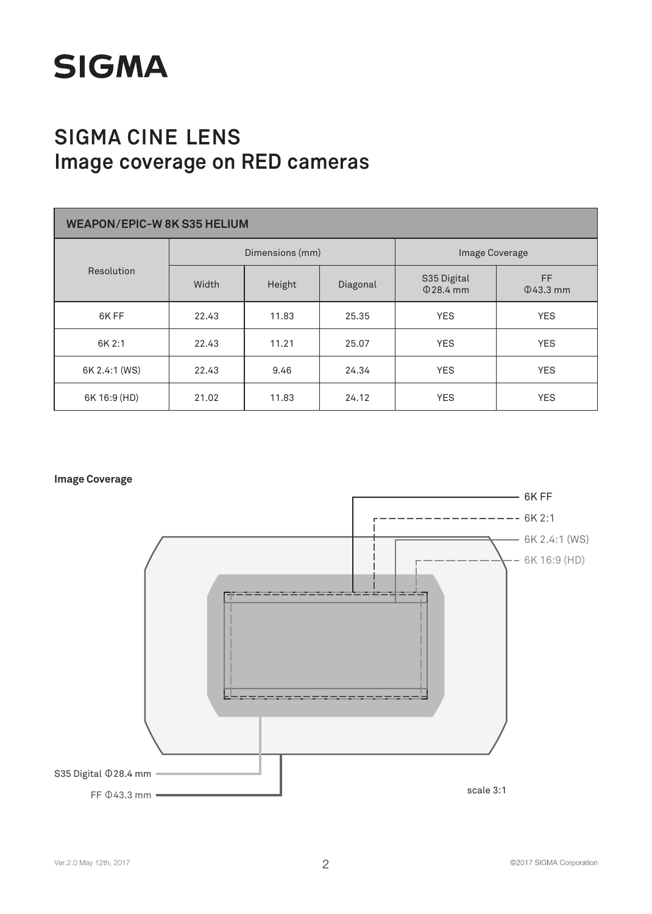# SIGMA

## SIGMA CINE LENS
## Image coverage on RED cameras

| WEAPON/EPIC-W 8K S35 HELIUM | | | | | |
|---|---|---|---|---|---|
| Resolution | Dimensions (mm) | | | Image Coverage | |
| | Width | Height | Diagonal | S35 Digital Φ28.4 mm | FF Φ43.3 mm |
| 6K FF | 22.43 | 11.83 | 25.35 | YES | YES |
| 6K 2:1 | 22.43 | 11.21 | 25.07 | YES | YES |
| 6K 2.4:1 (WS) | 22.43 | 9.46 | 24.34 | YES | YES |
| 6K 16:9 (HD) | 21.02 | 11.83 | 24.12 | YES | YES |

**Image Coverage**

6K FF

6K 2:1

6K 2.4:1 (WS)

6K 16:9 (HD)

S35 Digital Φ28.4 mm

FF Φ43.3 mm

scale 3:1

Ver.2.0 May 12th, 2017

©2017 SIGMA Corporation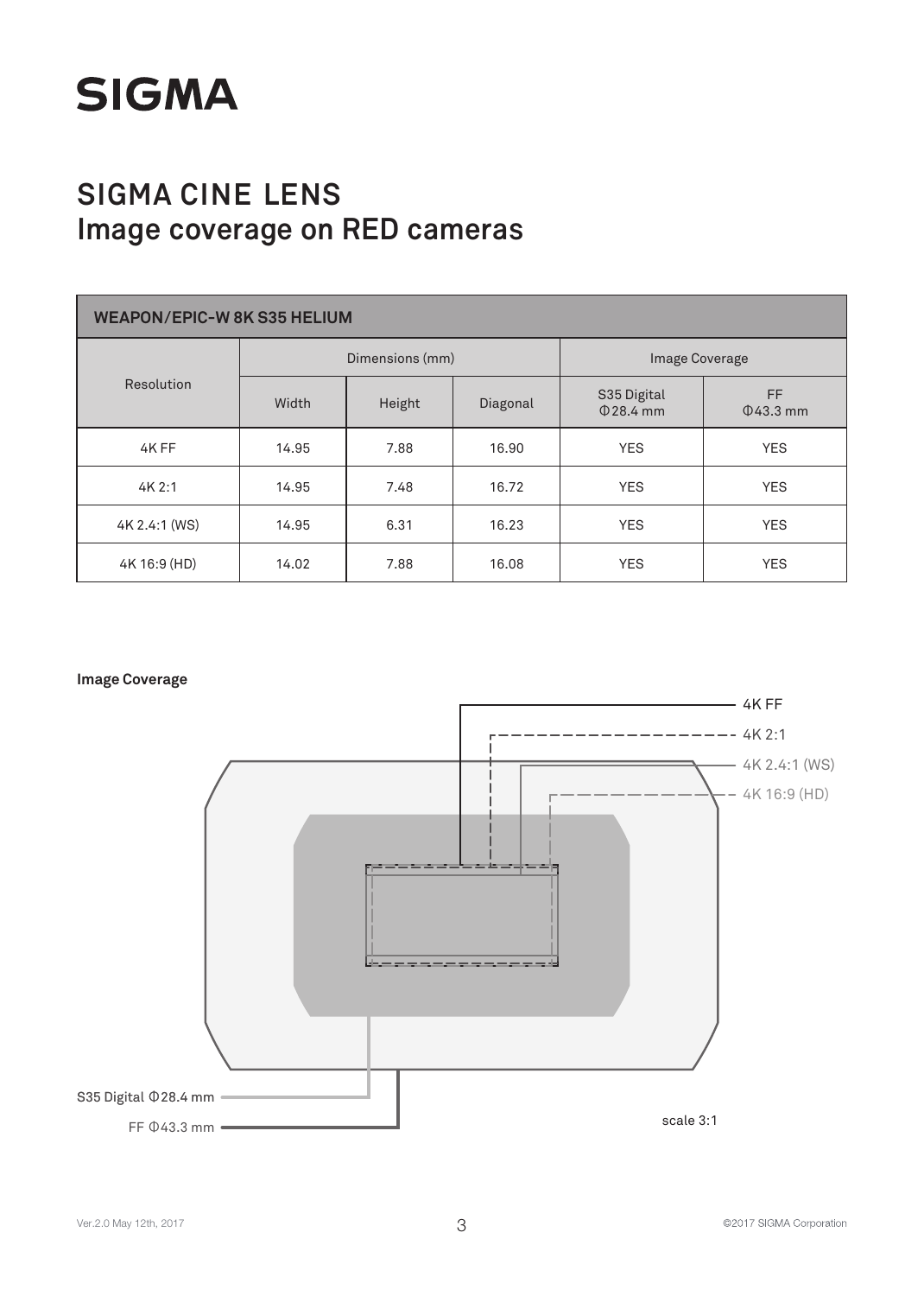# SIGMA CINE LENS
## Image coverage on RED cameras

| WEAPON/EPIC-W 8K S35 HELIUM | | | | | |
|---|---|---|---|---|---|
| Resolution | Dimensions (mm) | | | Image Coverage | |
| | Width | Height | Diagonal | S35 Digital Φ28.4 mm | FF Φ43.3 mm |
| 4K FF | 14.95 | 7.88 | 16.90 | YES | YES |
| 4K 2:1 | 14.95 | 7.48 | 16.72 | YES | YES |
| 4K 2.4:1 (WS) | 14.95 | 6.31 | 16.23 | YES | YES |
| 4K 16:9 (HD) | 14.02 | 7.88 | 16.08 | YES | YES |

**Image Coverage**

4K FF
4K 2:1
4K 2.4:1 (WS)
4K 16:9 (HD)

S35 Digital Φ28.4 mm
FF Φ43.3 mm

scale 3:1

Ver.2.0 May 12th, 2017

©2017 SIGMA Corporation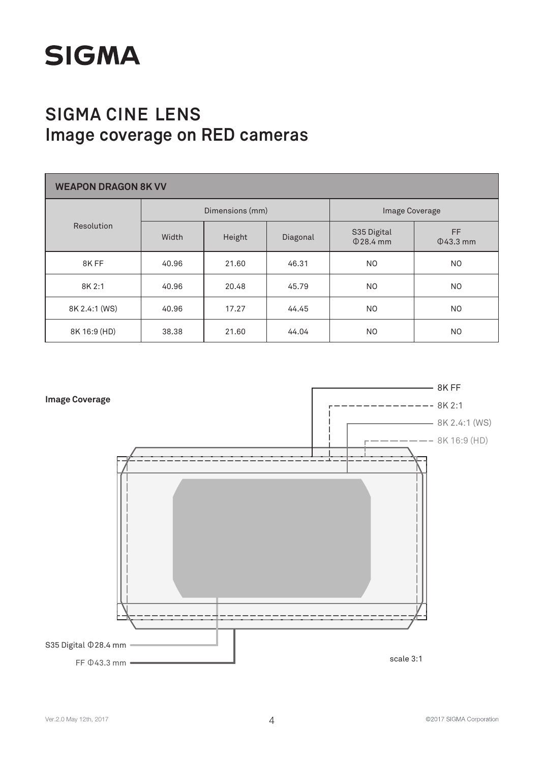# SIGMA

## SIGMA CINE LENS
## Image coverage on RED cameras

| WEAPON DRAGON 8K VV | | | | | |
|---|---|---|---|---|---|
| Resolution | Dimensions (mm) | | | Image Coverage | |
| | Width | Height | Diagonal | S35 Digital Φ28.4 mm | FF Φ43.3 mm |
| 8K FF | 40.96 | 21.60 | 46.31 | NO | NO |
| 8K 2:1 | 40.96 | 20.48 | 45.79 | NO | NO |
| 8K 2.4:1 (WS) | 40.96 | 17.27 | 44.45 | NO | NO |
| 8K 16:9 (HD) | 38.38 | 21.60 | 44.04 | NO | NO |

**Image Coverage**

8K FF

8K 2:1

8K 2.4:1 (WS)

8K 16:9 (HD)

S35 Digital Φ28.4 mm

FF Φ43.3 mm

scale 3:1

Ver.2.0 May 12th, 2017

©2017 SIGMA Corporation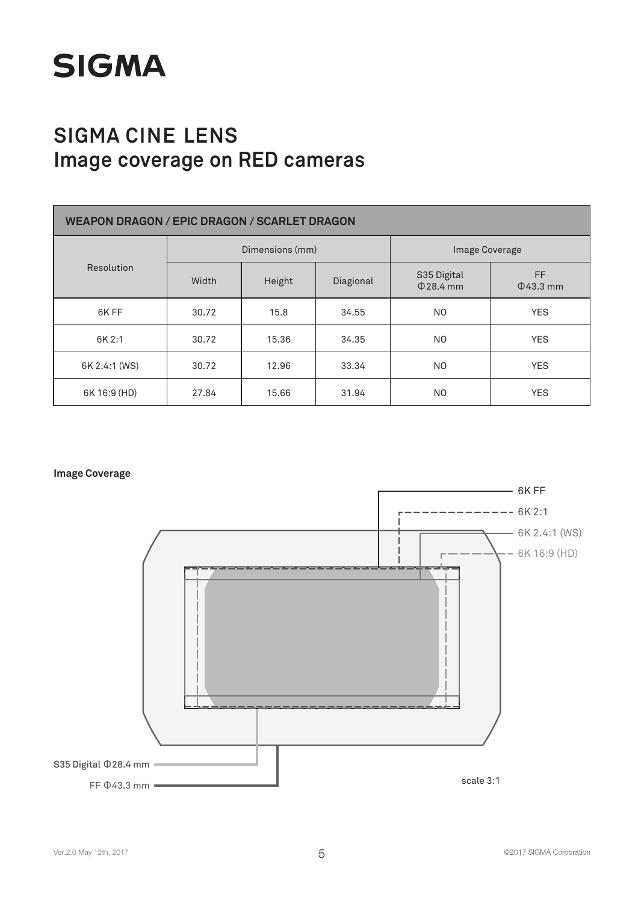SIGMA

# SIGMA CINE LENS
## Image coverage on RED cameras

| WEAPON DRAGON / EPIC DRAGON / SCARLET DRAGON | | | | | |
|---|---|---|---|---|---|
| Resolution | Dimensions (mm) | | | Image Coverage | |
| | Width | Height | Diagional | S35 Digital Φ28.4 mm | FF Φ43.3 mm |
| 6K FF | 30.72 | 15.8 | 34.55 | NO | YES |
| 6K 2:1 | 30.72 | 15.36 | 34.35 | NO | YES |
| 6K 2.4:1 (WS) | 30.72 | 12.96 | 33.34 | NO | YES |
| 6K 16:9 (HD) | 27.84 | 15.66 | 31.94 | NO | YES |

**Image Coverage**

6K FF

6K 2:1

6K 2.4:1 (WS)

6K 16:9 (HD)

S35 Digital Φ28.4 mm

FF Φ43.3 mm

scale 3:1

Ver.2.0 May 12th, 2017

©2017 SIGMA Corporation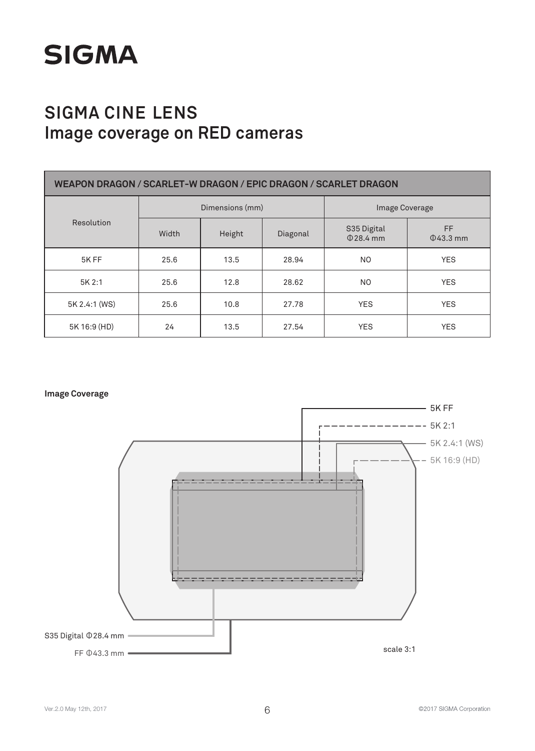# SIGMA

## SIGMA CINE LENS
## Image coverage on RED cameras

| WEAPON DRAGON / SCARLET-W DRAGON / EPIC DRAGON / SCARLET DRAGON | | | | | |
|---|---|---|---|---|---|
| Resolution | Dimensions (mm) | | | Image Coverage | |
| | Width | Height | Diagonal | S35 Digital Φ28.4 mm | FF Φ43.3 mm |
| 5K FF | 25.6 | 13.5 | 28.94 | NO | YES |
| 5K 2:1 | 25.6 | 12.8 | 28.62 | NO | YES |
| 5K 2.4:1 (WS) | 25.6 | 10.8 | 27.78 | YES | YES |
| 5K 16:9 (HD) | 24 | 13.5 | 27.54 | YES | YES |

**Image Coverage**

5K FF

5K 2:1

5K 2.4:1 (WS)

5K 16:9 (HD)

S35 Digital Φ28.4 mm

FF Φ43.3 mm

scale 3:1

Ver.2.0 May 12th, 2017

©2017 SIGMA Corporation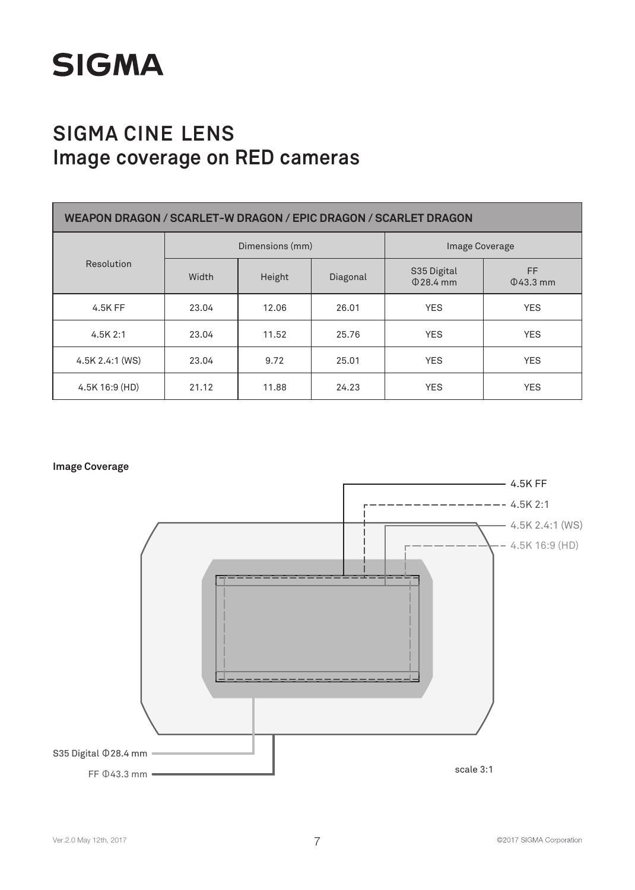# SIGMA

## SIGMA CINE LENS
## Image coverage on RED cameras

| WEAPON DRAGON / SCARLET-W DRAGON / EPIC DRAGON / SCARLET DRAGON | | | | | |
|---|---|---|---|---|---|
| Resolution | Dimensions (mm) | | | Image Coverage | |
| | Width | Height | Diagonal | S35 Digital Φ28.4 mm | FF Φ43.3 mm |
| 4.5K FF | 23.04 | 12.06 | 26.01 | YES | YES |
| 4.5K 2:1 | 23.04 | 11.52 | 25.76 | YES | YES |
| 4.5K 2.4:1 (WS) | 23.04 | 9.72 | 25.01 | YES | YES |
| 4.5K 16:9 (HD) | 21.12 | 11.88 | 24.23 | YES | YES |

**Image Coverage**

4.5K FF
4.5K 2:1
4.5K 2.4:1 (WS)
4.5K 16:9 (HD)

S35 Digital Φ28.4 mm
FF Φ43.3 mm

scale 3:1

Ver.2.0 May 12th, 2017

©2017 SIGMA Corporation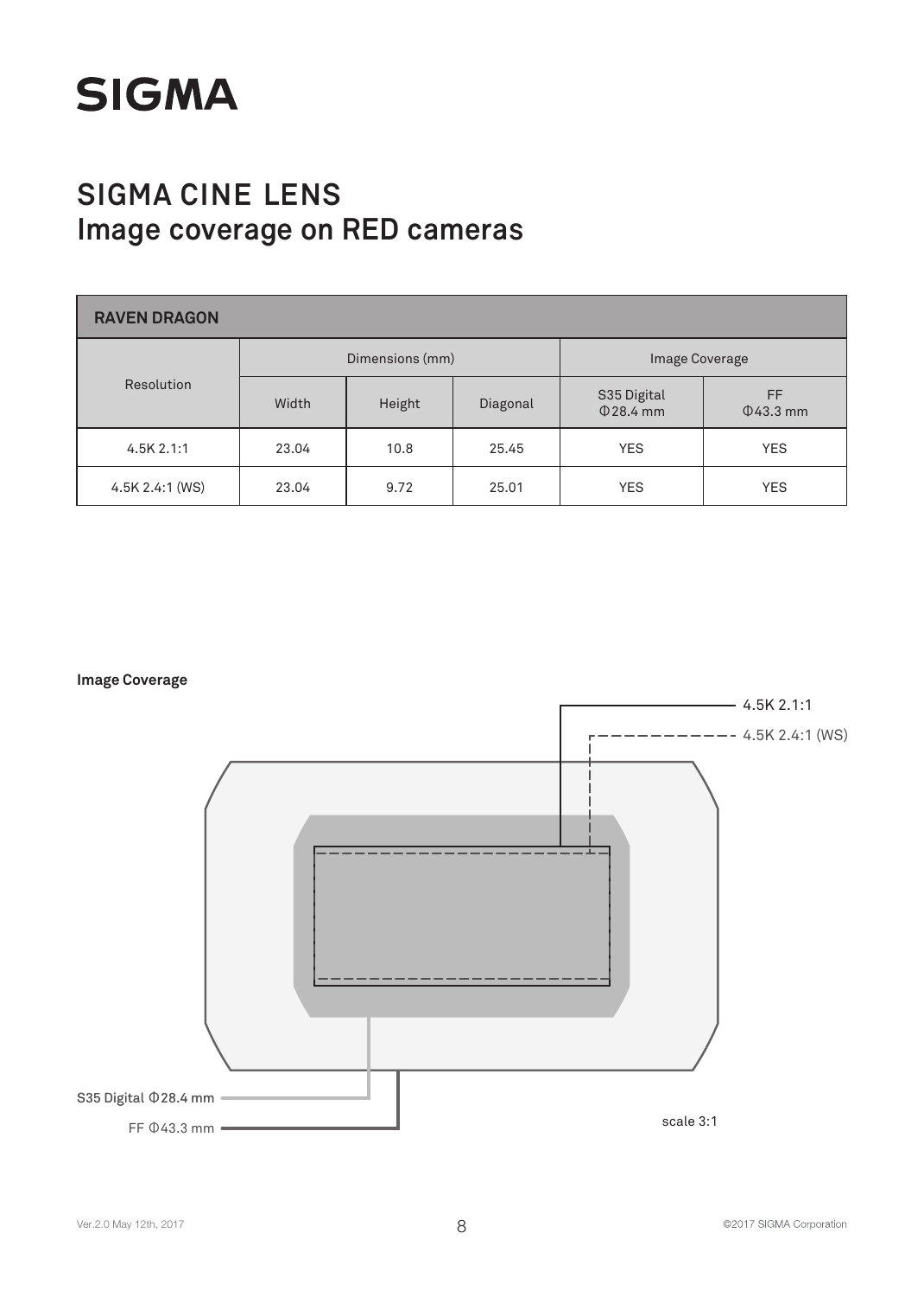SIGMA

# SIGMA CINE LENS
# Image coverage on RED cameras

| RAVEN DRAGON | | | | | |
|---|---|---|---|---|---|
| Resolution | Dimensions (mm) | | | Image Coverage | |
| | Width | Height | Diagonal | S35 Digital Φ28.4 mm | FF Φ43.3 mm |
| 4.5K 2.1:1 | 23.04 | 10.8 | 25.45 | YES | YES |
| 4.5K 2.4:1 (WS) | 23.04 | 9.72 | 25.01 | YES | YES |

**Image Coverage**

4.5K 2.1:1

4.5K 2.4:1 (WS)

S35 Digital Φ28.4 mm

FF Φ43.3 mm

scale 3:1

Ver.2.0 May 12th, 2017

©2017 SIGMA Corporation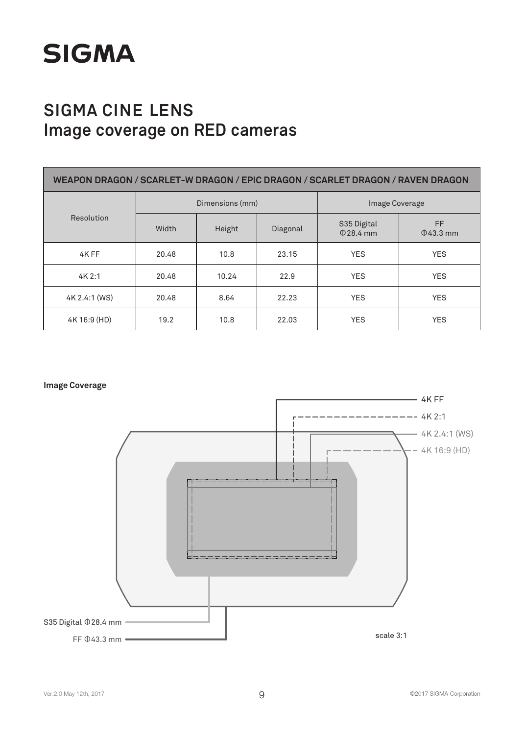# SIGMA

## SIGMA CINE LENS
## Image coverage on RED cameras

| WEAPON DRAGON / SCARLET-W DRAGON / EPIC DRAGON / SCARLET DRAGON / RAVEN DRAGON | | | | | |
|---|---|---|---|---|---|
| Resolution | Dimensions (mm) | | | Image Coverage | |
| | Width | Height | Diagonal | S35 Digital Φ28.4 mm | FF Φ43.3 mm |
| 4K FF | 20.48 | 10.8 | 23.15 | YES | YES |
| 4K 2:1 | 20.48 | 10.24 | 22.9 | YES | YES |
| 4K 2.4:1 (WS) | 20.48 | 8.64 | 22.23 | YES | YES |
| 4K 16:9 (HD) | 19.2 | 10.8 | 22.03 | YES | YES |

**Image Coverage**

4K FF

4K 2:1

4K 2.4:1 (WS)

4K 16:9 (HD)

S35 Digital Φ28.4 mm

FF Φ43.3 mm

scale 3:1

Ver.2.0 May 12th, 2017

©2017 SIGMA Corporation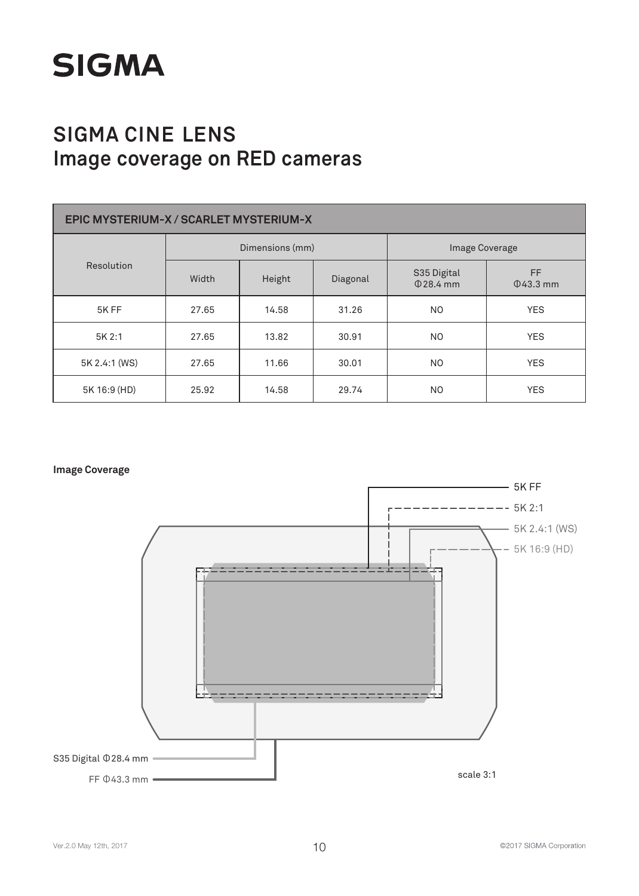# SIGMA CINE LENS
## Image coverage on RED cameras

| EPIC MYSTERIUM-X / SCARLET MYSTERIUM-X | | | | | |
|---|---|---|---|---|---|
| Resolution | Dimensions (mm) | | | Image Coverage | |
| | Width | Height | Diagonal | S35 Digital Φ28.4 mm | FF Φ43.3 mm |
| 5K FF | 27.65 | 14.58 | 31.26 | NO | YES |
| 5K 2:1 | 27.65 | 13.82 | 30.91 | NO | YES |
| 5K 2.4:1 (WS) | 27.65 | 11.66 | 30.01 | NO | YES |
| 5K 16:9 (HD) | 25.92 | 14.58 | 29.74 | NO | YES |

**Image Coverage**

5K FF

5K 2:1

5K 2.4:1 (WS)

5K 16:9 (HD)

S35 Digital Φ28.4 mm

FF Φ43.3 mm

scale 3:1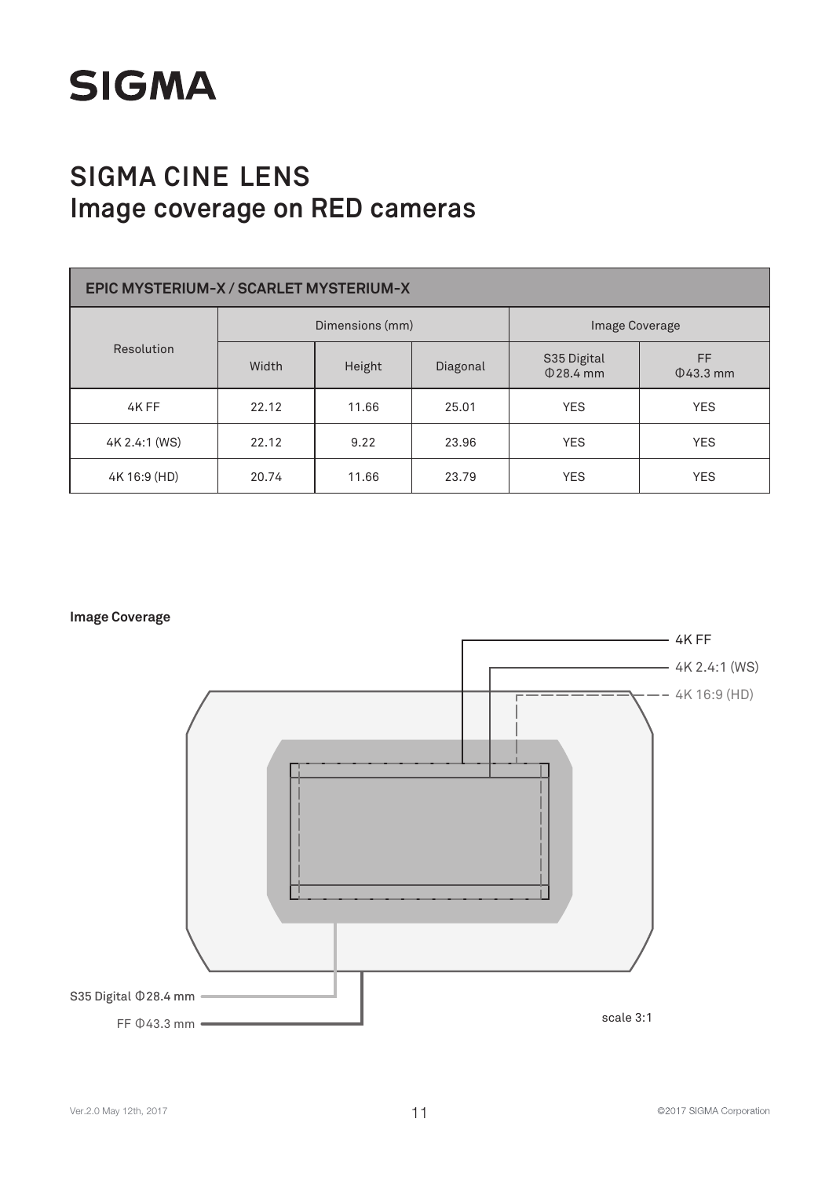SIGMA

# SIGMA CINE LENS
## Image coverage on RED cameras

| EPIC MYSTERIUM-X / SCARLET MYSTERIUM-X | | | | | |
|---|---|---|---|---|---|
| Resolution | Dimensions (mm) | | | Image Coverage | |
| | Width | Height | Diagonal | S35 Digital Φ28.4 mm | FF Φ43.3 mm |
| 4K FF | 22.12 | 11.66 | 25.01 | YES | YES |
| 4K 2.4:1 (WS) | 22.12 | 9.22 | 23.96 | YES | YES |
| 4K 16:9 (HD) | 20.74 | 11.66 | 23.79 | YES | YES |

**Image Coverage**

4K FF

4K 2.4:1 (WS)

4K 16:9 (HD)

S35 Digital Φ28.4 mm

FF Φ43.3 mm

scale 3:1

Ver.2.0 May 12th, 2017

©2017 SIGMA Corporation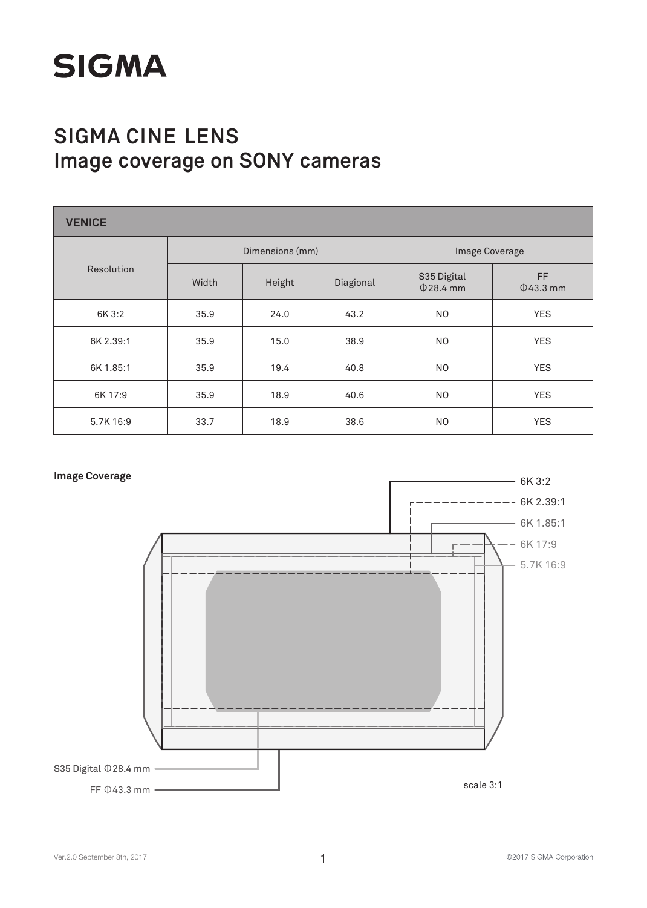# SIGMA

## SIGMA CINE LENS
## Image coverage on SONY cameras

| VENICE | | | | | |
|---|---|---|---|---|---|
| Resolution | Dimensions (mm) | | | Image Coverage | |
| | Width | Height | Diagonal | S35 Digital Φ28.4 mm | FF Φ43.3 mm |
| 6K 3:2 | 35.9 | 24.0 | 43.2 | NO | YES |
| 6K 2.39:1 | 35.9 | 15.0 | 38.9 | NO | YES |
| 6K 1.85:1 | 35.9 | 19.4 | 40.8 | NO | YES |
| 6K 17:9 | 35.9 | 18.9 | 40.6 | NO | YES |
| 5.7K 16:9 | 33.7 | 18.9 | 38.6 | NO | YES |

**Image Coverage**

6K 3:2
6K 2.39:1
6K 1.85:1
6K 17:9
5.7K 16:9

S35 Digital Φ28.4 mm
FF Φ43.3 mm

scale 3:1

Ver.2.0 September 8th, 2017

©2017 SIGMA Corporation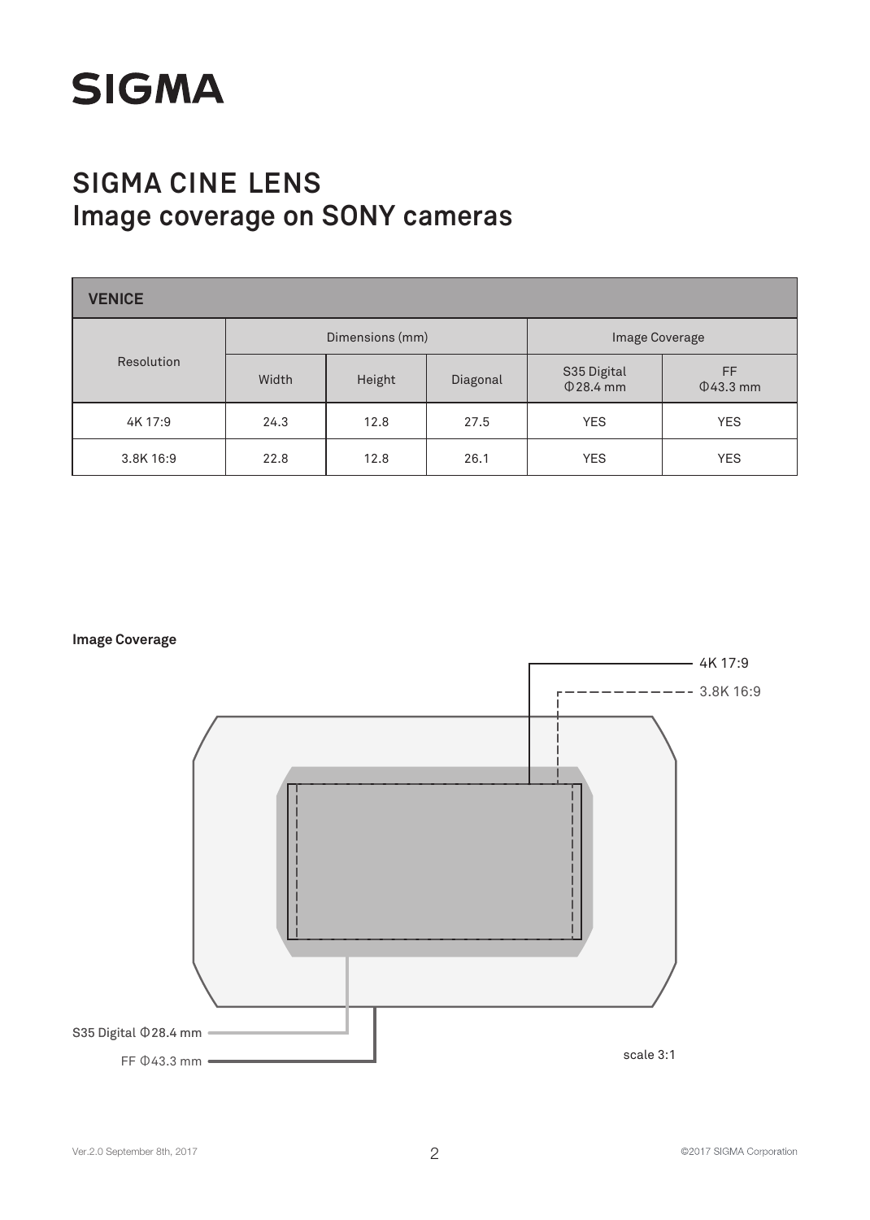# SIGMA

## SIGMA CINE LENS
## Image coverage on SONY cameras

| VENICE | | | | | |
|---|---|---|---|---|---|
| Resolution | Dimensions (mm) | | | Image Coverage | |
| | Width | Height | Diagonal | S35 Digital Φ28.4 mm | FF Φ43.3 mm |
| 4K 17:9 | 24.3 | 12.8 | 27.5 | YES | YES |
| 3.8K 16:9 | 22.8 | 12.8 | 26.1 | YES | YES |

**Image Coverage**

4K 17:9

3.8K 16:9

S35 Digital Φ28.4 mm

FF Φ43.3 mm

scale 3:1

Ver.2.0 September 8th, 2017

©2017 SIGMA Corporation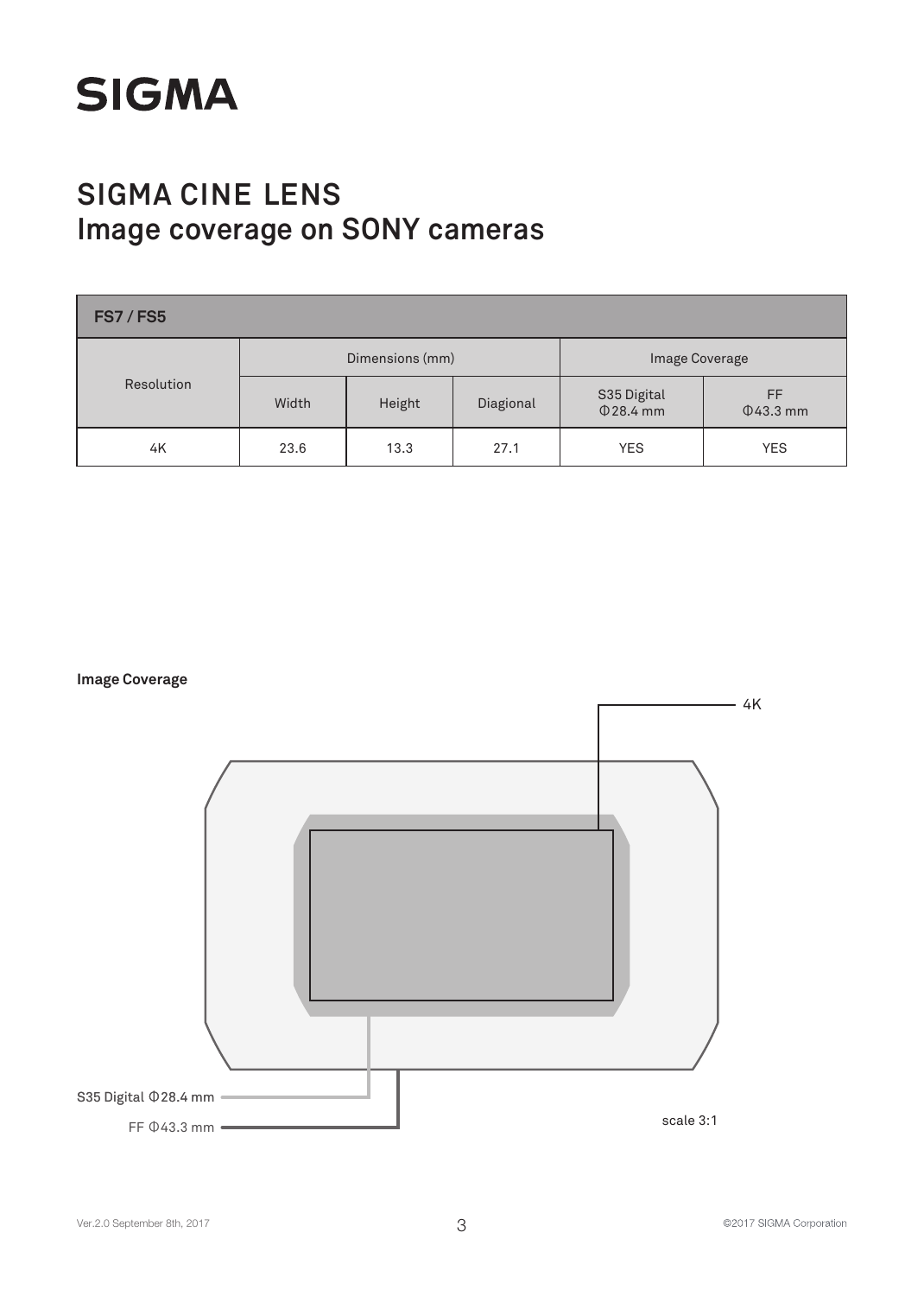# SIGMA

## SIGMA CINE LENS
## Image coverage on SONY cameras

| FS7 / FS5 | | | | | |
|---|---|---|---|---|---|
| Resolution | Dimensions (mm) | | | Image Coverage | |
| | Width | Height | Diagonal | S35 Digital Φ28.4 mm | FF Φ43.3 mm |
| 4K | 23.6 | 13.3 | 27.1 | YES | YES |

**Image Coverage**

4K

S35 Digital Φ28.4 mm

FF Φ43.3 mm

scale 3:1

Ver.2.0 September 8th, 2017

©2017 SIGMA Corporation